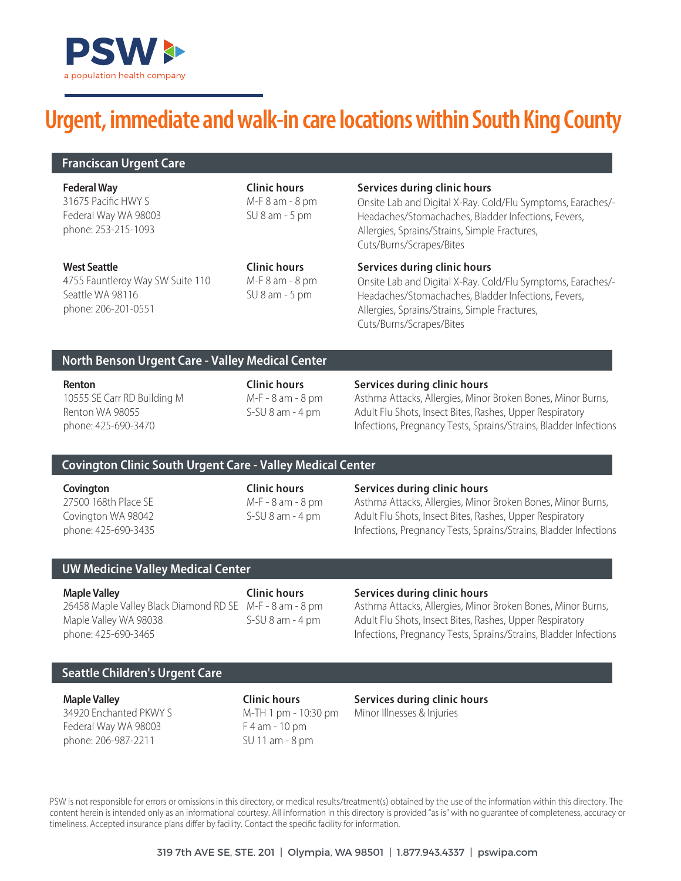**PSW**

a population health company

# Urgent, immediate and walk-in care locations within South King County

## Franciscan Urgent Care

**Federal Way**
31675 Pacific HWY S
Federal Way WA 98003
phone: 253-215-1093

**Clinic hours**
M-F 8 am - 8 pm
SU 8 am - 5 pm

**Services during clinic hours**
Onsite Lab and Digital X-Ray. Cold/Flu Symptoms, Earaches/-Headaches/Stomachaches, Bladder Infections, Fevers, Allergies, Sprains/Strains, Simple Fractures, Cuts/Burns/Scrapes/Bites

**West Seattle**
4755 Fauntleroy Way SW Suite 110
Seattle WA 98116
phone: 206-201-0551

**Clinic hours**
M-F 8 am - 8 pm
SU 8 am - 5 pm

**Services during clinic hours**
Onsite Lab and Digital X-Ray. Cold/Flu Symptoms, Earaches/-Headaches/Stomachaches, Bladder Infections, Fevers, Allergies, Sprains/Strains, Simple Fractures, Cuts/Burns/Scrapes/Bites

## North Benson Urgent Care - Valley Medical Center

**Renton**
10555 SE Carr RD Building M
Renton WA 98055
phone: 425-690-3470

**Clinic hours**
M-F - 8 am - 8 pm
S-SU 8 am - 4 pm

**Services during clinic hours**
Asthma Attacks, Allergies, Minor Broken Bones, Minor Burns, Adult Flu Shots, Insect Bites, Rashes, Upper Respiratory Infections, Pregnancy Tests, Sprains/Strains, Bladder Infections

## Covington Clinic South Urgent Care - Valley Medical Center

**Covington**
27500 168th Place SE
Covington WA 98042
phone: 425-690-3435

**Clinic hours**
M-F - 8 am - 8 pm
S-SU 8 am - 4 pm

**Services during clinic hours**
Asthma Attacks, Allergies, Minor Broken Bones, Minor Burns, Adult Flu Shots, Insect Bites, Rashes, Upper Respiratory Infections, Pregnancy Tests, Sprains/Strains, Bladder Infections

## UW Medicine Valley Medical Center

**Maple Valley**
26458 Maple Valley Black Diamond RD SE
Maple Valley WA 98038
phone: 425-690-3465

**Clinic hours**
M-F - 8 am - 8 pm
S-SU 8 am - 4 pm

**Services during clinic hours**
Asthma Attacks, Allergies, Minor Broken Bones, Minor Burns, Adult Flu Shots, Insect Bites, Rashes, Upper Respiratory Infections, Pregnancy Tests, Sprains/Strains, Bladder Infections

## Seattle Children's Urgent Care

**Maple Valley**
34920 Enchanted PKWY S
Federal Way WA 98003
phone: 206-987-2211

**Clinic hours**
M-TH 1 pm - 10:30 pm
F 4 am - 10 pm
SU 11 am - 8 pm

**Services during clinic hours**
Minor Illnesses & Injuries

PSW is not responsible for errors or omissions in this directory, or medical results/treatment(s) obtained by the use of the information within this directory. The content herein is intended only as an informational courtesy. All information in this directory is provided "as is" with no guarantee of completeness, accuracy or timeliness. Accepted insurance plans differ by facility. Contact the specific facility for information.

319 7th AVE SE, STE. 201 | Olympia, WA 98501 | 1.877.943.4337 | pswipa.com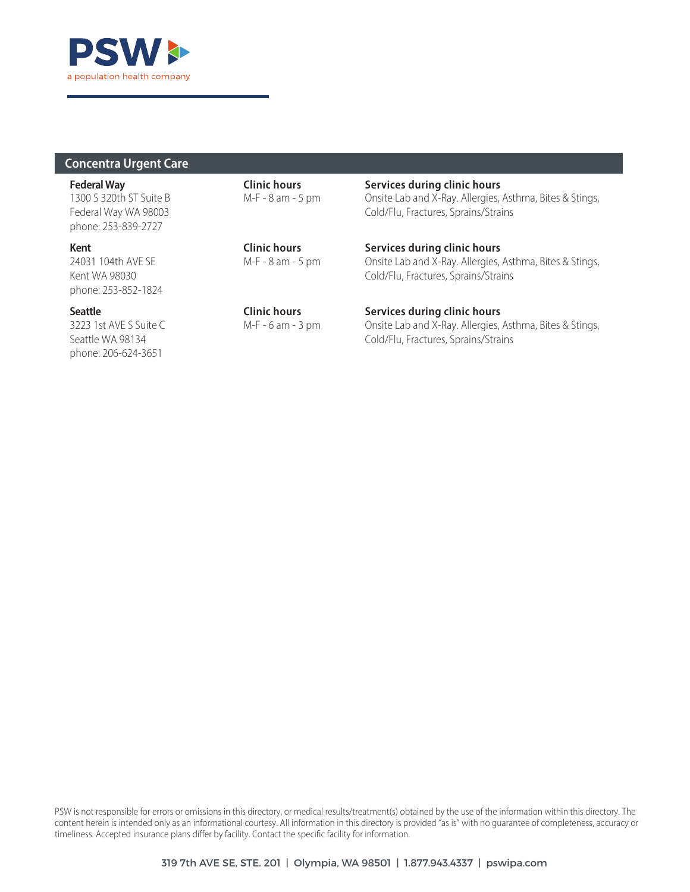PSW
a population health company

## Concentra Urgent Care

| | | |
|---|---|---|
| **Federal Way**<br>1300 S 320th ST Suite B<br>Federal Way WA 98003<br>phone: 253-839-2727 | **Clinic hours**<br>M-F - 8 am - 5 pm | **Services during clinic hours**<br>Onsite Lab and X-Ray. Allergies, Asthma, Bites & Stings, Cold/Flu, Fractures, Sprains/Strains |
| **Kent**<br>24031 104th AVE SE<br>Kent WA 98030<br>phone: 253-852-1824 | **Clinic hours**<br>M-F - 8 am - 5 pm | **Services during clinic hours**<br>Onsite Lab and X-Ray. Allergies, Asthma, Bites & Stings, Cold/Flu, Fractures, Sprains/Strains |
| **Seattle**<br>3223 1st AVE S Suite C<br>Seattle WA 98134<br>phone: 206-624-3651 | **Clinic hours**<br>M-F - 6 am - 3 pm | **Services during clinic hours**<br>Onsite Lab and X-Ray. Allergies, Asthma, Bites & Stings, Cold/Flu, Fractures, Sprains/Strains |

PSW is not responsible for errors or omissions in this directory, or medical results/treatment(s) obtained by the use of the information within this directory. The content herein is intended only as an informational courtesy. All information in this directory is provided "as is" with no guarantee of completeness, accuracy or timeliness. Accepted insurance plans differ by facility. Contact the specific facility for information.

319 7th AVE SE, STE. 201 | Olympia, WA 98501 | 1.877.943.4337 | pswipa.com